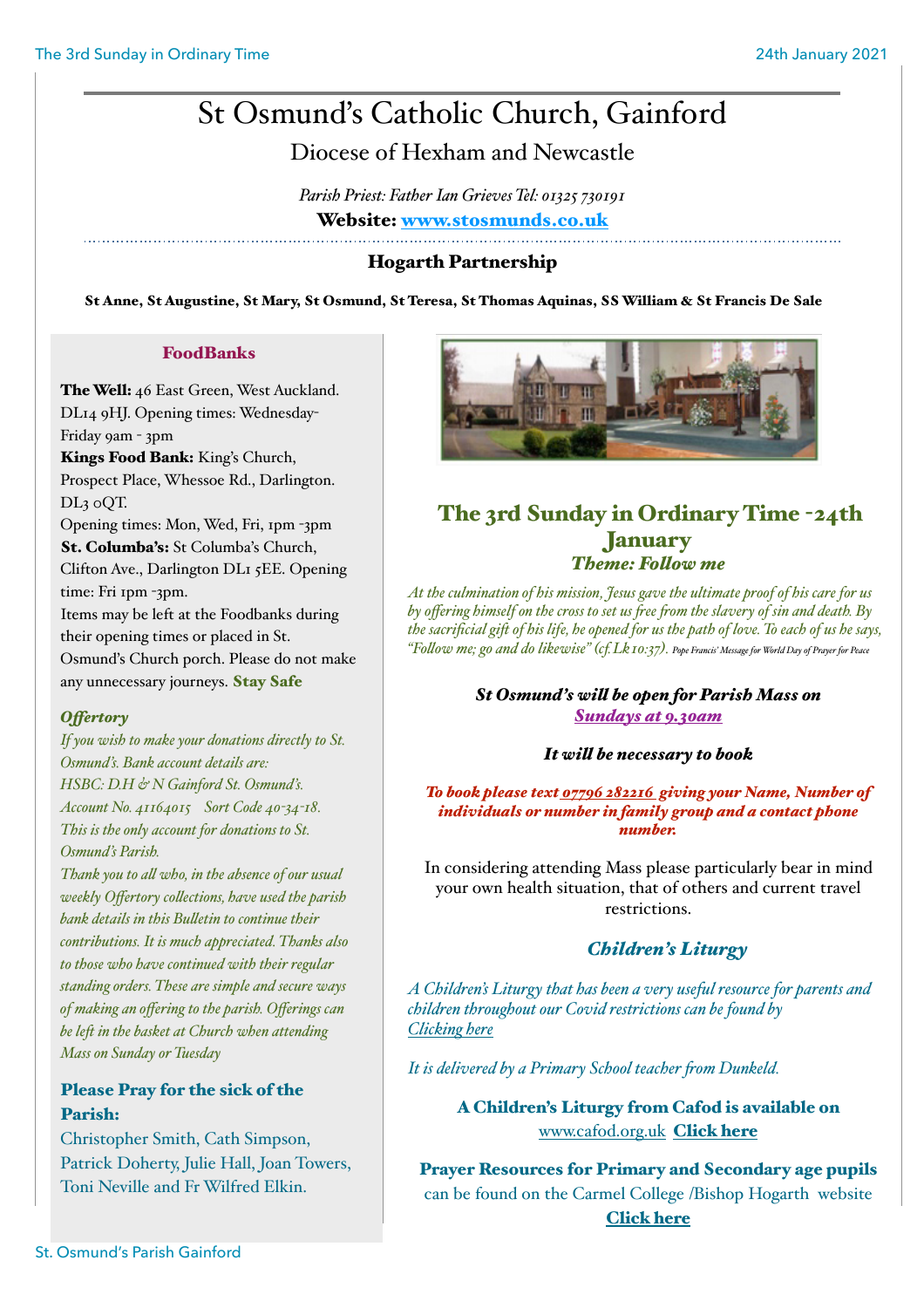# St Osmund's Catholic Church, Gainford

## Diocese of Hexham and Newcastle

*Parish Priest: Father Ian Grieves Tel: 01325 730191*

**Website: [www.stosmunds.co.uk](www.stosmunds.co.uk)**

## Hogarth Partnership

**St Anne, St Augustine, St Mary, St Osmund, St Teresa, St Thomas Aquinas, SS William & St Francis De Sale**

### FoodBanks

**The Well:** 46 East Green, West Auckland. DL14 9HJ. Opening times: Wednesday-Friday 9am - 3pm

**Kings Food Bank:** King's Church, Prospect Place, Whessoe Rd., Darlington. DL3 0QT.
Opening times: Mon, Wed, Fri, 1pm -3pm

**St. Columba's:** St Columba's Church, Clifton Ave., Darlington DL1 5EE. Opening time: Fri 1pm -3pm.

Items may be left at the Foodbanks during their opening times or placed in St. Osmund's Church porch. Please do not make any unnecessary journeys. **Stay Safe**

### *Offertory*

*If you wish to make your donations directly to St. Osmund's. Bank account details are:*
*HSBC: D.H & N Gainford St. Osmund's.*
*Account No. 41164015 Sort Code 40-34-18.*
*This is the only account for donations to St. Osmund's Parish.*

*Thank you to all who, in the absence of our usual weekly Offertory collections, have used the parish bank details in this Bulletin to continue their contributions. It is much appreciated. Thanks also to those who have continued with their regular standing orders. These are simple and secure ways of making an offering to the parish. Offerings can be left in the basket at Church when attending Mass on Sunday or Tuesday*

### Please Pray for the sick of the Parish:

Christopher Smith, Cath Simpson, Patrick Doherty, Julie Hall, Joan Towers, Toni Neville and Fr Wilfred Elkin.

## The 3rd Sunday in Ordinary Time -24th January

### *Theme: Follow me*

*At the culmination of his mission, Jesus gave the ultimate proof of his care for us by offering himself on the cross to set us free from the slavery of sin and death. By the sacrificial gift of his life, he opened for us the path of love. To each of us he says, "Follow me; go and do likewise" (cf. Lk 10:37).* *Pope Francis' Message for World Day of Prayer for Peace*

***St Osmund's will be open for Parish Mass on***
***Sundays at 9.30am***

***It will be necessary to book***

***To book please text 07796 282216 giving your Name, Number of individuals or number in family group and a contact phone number.***

In considering attending Mass please particularly bear in mind your own health situation, that of others and current travel restrictions.

### *Children's Liturgy*

*A Children's Liturgy that has been a very useful resource for parents and children throughout our Covid restrictions can be found by Clicking here*

*It is delivered by a Primary School teacher from Dunkeld.*

**A Children's Liturgy from Cafod is available on** www.cafod.org.uk **Click here**

**Prayer Resources for Primary and Secondary age pupils** can be found on the Carmel College /Bishop Hogarth website **Click here**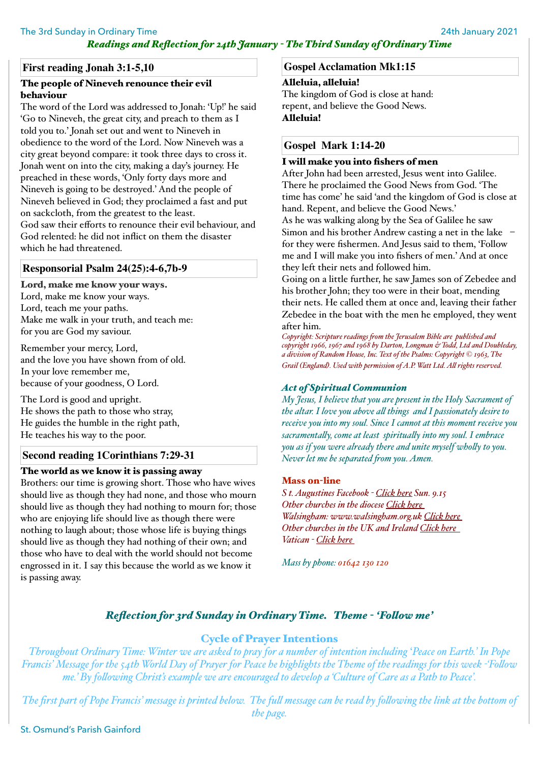## *Readings and Reflection for 24th January - The Third Sunday of Ordinary Time*

### First reading Jonah 3:1-5,10

**The people of Nineveh renounce their evil behaviour**

The word of the Lord was addressed to Jonah: 'Up!' he said 'Go to Nineveh, the great city, and preach to them as I told you to.' Jonah set out and went to Nineveh in obedience to the word of the Lord. Now Nineveh was a city great beyond compare: it took three days to cross it. Jonah went on into the city, making a day's journey. He preached in these words, 'Only forty days more and Nineveh is going to be destroyed.' And the people of Nineveh believed in God; they proclaimed a fast and put on sackcloth, from the greatest to the least.
God saw their efforts to renounce their evil behaviour, and God relented: he did not inflict on them the disaster which he had threatened.

### Responsorial Psalm 24(25):4-6,7b-9

**Lord, make me know your ways.**

Lord, make me know your ways.
Lord, teach me your paths.
Make me walk in your truth, and teach me:
for you are God my saviour.

Remember your mercy, Lord,
and the love you have shown from of old.
In your love remember me,
because of your goodness, O Lord.

The Lord is good and upright.
He shows the path to those who stray,
He guides the humble in the right path,
He teaches his way to the poor.

### Second reading 1Corinthians 7:29-31

**The world as we know it is passing away**

Brothers: our time is growing short. Those who have wives should live as though they had none, and those who mourn should live as though they had nothing to mourn for; those who are enjoying life should live as though there were nothing to laugh about; those whose life is buying things should live as though they had nothing of their own; and those who have to deal with the world should not become engrossed in it. I say this because the world as we know it is passing away.

### Gospel Acclamation Mk1:15

**Alleluia, alleluia!**
The kingdom of God is close at hand:
repent, and believe the Good News.
**Alleluia!**

### Gospel Mark 1:14-20

**I will make you into fishers of men**

After John had been arrested, Jesus went into Galilee. There he proclaimed the Good News from God. 'The time has come' he said 'and the kingdom of God is close at hand. Repent, and believe the Good News.'
As he was walking along by the Sea of Galilee he saw Simon and his brother Andrew casting a net in the lake – for they were fishermen. And Jesus said to them, 'Follow me and I will make you into fishers of men.' And at once they left their nets and followed him.
Going on a little further, he saw James son of Zebedee and his brother John; they too were in their boat, mending their nets. He called them at once and, leaving their father Zebedee in the boat with the men he employed, they went after him.

*Copyright: Scripture readings from the Jerusalem Bible are published and copyright 1966, 1967 and 1968 by Darton, Longman & Todd, Ltd and Doubleday, a division of Random House, Inc. Text of the Psalms: Copyright © 1963, The Grail (England). Used with permission of A.P. Watt Ltd. All rights reserved.*

### *Act of Spiritual Communion*

*My Jesus, I believe that you are present in the Holy Sacrament of the altar. I love you above all things and I passionately desire to receive you into my soul. Since I cannot at this moment receive you sacramentally, come at least spiritually into my soul. I embrace you as if you were already there and unite myself wholly to you. Never let me be separated from you. Amen.*

### Mass on-line

*St. Augustines Facebook - Click here Sun. 9.15*
*Other churches in the diocese Click here*
*Walsingham: www.walsingham.org.uk Click here*
*Other churches in the UK and Ireland Click here*
*Vatican - Click here*

*Mass by phone: 01642 130 120*

## *Reflection for 3rd Sunday in Ordinary Time. Theme - 'Follow me'*

### Cycle of Prayer Intentions

*Throughout Ordinary Time: Winter we are asked to pray for a number of intention including 'Peace on Earth.' In Pope Francis' Message for the 54th World Day of Prayer for Peace he highlights the Theme of the readings for this week -'Follow me.' By following Christ's example we are encouraged to develop a 'Culture of Care as a Path to Peace'.*

*The first part of Pope Francis' message is printed below. The full message can be read by following the link at the bottom of the page.*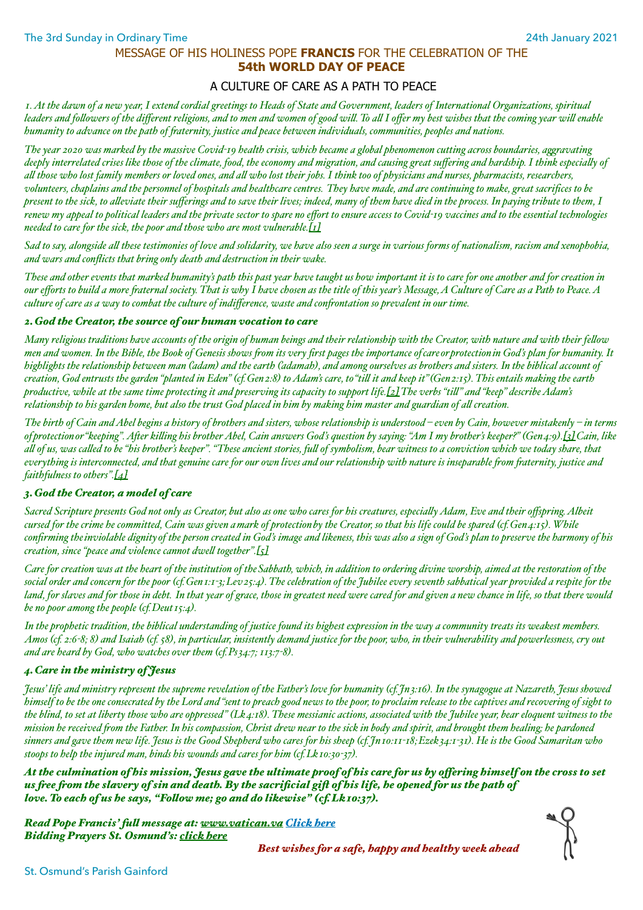The 3rd Sunday in Ordinary Time 24th January 2021

# MESSAGE OF HIS HOLINESS POPE **FRANCIS** FOR THE CELEBRATION OF THE **54th WORLD DAY OF PEACE**

## A CULTURE OF CARE AS A PATH TO PEACE

*1. At the dawn of a new year, I extend cordial greetings to Heads of State and Government, leaders of International Organizations, spiritual leaders and followers of the different religions, and to men and women of good will. To all I offer my best wishes that the coming year will enable humanity to advance on the path of fraternity, justice and peace between individuals, communities, peoples and nations.*

*The year 2020 was marked by the massive Covid-19 health crisis, which became a global phenomenon cutting across boundaries, aggravating deeply interrelated crises like those of the climate, food, the economy and migration, and causing great suffering and hardship. I think especially of all those who lost family members or loved ones, and all who lost their jobs. I think too of physicians and nurses, pharmacists, researchers, volunteers, chaplains and the personnel of hospitals and healthcare centres. They have made, and are continuing to make, great sacrifices to be present to the sick, to alleviate their sufferings and to save their lives; indeed, many of them have died in the process. In paying tribute to them, I renew my appeal to political leaders and the private sector to spare no effort to ensure access to Covid-19 vaccines and to the essential technologies needed to care for the sick, the poor and those who are most vulnerable.[1]*

*Sad to say, alongside all these testimonies of love and solidarity, we have also seen a surge in various forms of nationalism, racism and xenophobia, and wars and conflicts that bring only death and destruction in their wake.*

*These and other events that marked humanity's path this past year have taught us how important it is to care for one another and for creation in our efforts to build a more fraternal society. That is why I have chosen as the title of this year's Message, A Culture of Care as a Path to Peace. A culture of care as a way to combat the culture of indifference, waste and confrontation so prevalent in our time.*

### *2. God the Creator, the source of our human vocation to care*

*Many religious traditions have accounts of the origin of human beings and their relationship with the Creator, with nature and with their fellow men and women. In the Bible, the Book of Genesis shows from its very first pages the importance of care or protection in God's plan for humanity. It highlights the relationship between man (adam) and the earth (adamah), and among ourselves as brothers and sisters. In the biblical account of creation, God entrusts the garden "planted in Eden" (cf. Gen 2:8) to Adam's care, to "till it and keep it" (Gen 2:15). This entails making the earth productive, while at the same time protecting it and preserving its capacity to support life.[2] The verbs "till" and "keep" describe Adam's relationship to his garden home, but also the trust God placed in him by making him master and guardian of all creation.*

*The birth of Cain and Abel begins a history of brothers and sisters, whose relationship is understood – even by Cain, however mistakenly – in terms of protection or "keeping". After killing his brother Abel, Cain answers God's question by saying: "Am I my brother's keeper?" (Gen 4:9).[3] Cain, like all of us, was called to be "his brother's keeper". "These ancient stories, full of symbolism, bear witness to a conviction which we today share, that everything is interconnected, and that genuine care for our own lives and our relationship with nature is inseparable from fraternity, justice and faithfulness to others".[4]*

### *3. God the Creator, a model of care*

*Sacred Scripture presents God not only as Creator, but also as one who cares for his creatures, especially Adam, Eve and their offspring. Albeit cursed for the crime he committed, Cain was given a mark of protection by the Creator, so that his life could be spared (cf. Gen 4:15). While confirming the inviolable dignity of the person created in God's image and likeness, this was also a sign of God's plan to preserve the harmony of his creation, since "peace and violence cannot dwell together".[5]*

*Care for creation was at the heart of the institution of the Sabbath, which, in addition to ordering divine worship, aimed at the restoration of the social order and concern for the poor (cf. Gen 1:1-3; Lev 25:4). The celebration of the Jubilee every seventh sabbatical year provided a respite for the land, for slaves and for those in debt. In that year of grace, those in greatest need were cared for and given a new chance in life, so that there would be no poor among the people (cf. Deut 15:4).*

*In the prophetic tradition, the biblical understanding of justice found its highest expression in the way a community treats its weakest members. Amos (cf. 2:6-8; 8) and Isaiah (cf. 58), in particular, insistently demand justice for the poor, who, in their vulnerability and powerlessness, cry out and are heard by God, who watches over them (cf. Ps 34:7; 113:7-8).*

### *4. Care in the ministry of Jesus*

*Jesus' life and ministry represent the supreme revelation of the Father's love for humanity (cf. Jn 3:16). In the synagogue at Nazareth, Jesus showed himself to be the one consecrated by the Lord and "sent to preach good news to the poor, to proclaim release to the captives and recovering of sight to the blind, to set at liberty those who are oppressed" (Lk 4:18). These messianic actions, associated with the Jubilee year, bear eloquent witness to the mission he received from the Father. In his compassion, Christ drew near to the sick in body and spirit, and brought them healing; he pardoned sinners and gave them new life. Jesus is the Good Shepherd who cares for his sheep (cf. Jn 10:11-18; Ezek 34:1-31). He is the Good Samaritan who stoops to help the injured man, binds his wounds and cares for him (cf. Lk 10:30-37).*

***At the culmination of his mission, Jesus gave the ultimate proof of his care for us by offering himself on the cross to set us free from the slavery of sin and death. By the sacrificial gift of his life, he opened for us the path of love. To each of us he says, "Follow me; go and do likewise" (cf. Lk 10:37).***

***Read Pope Francis' full message at: www.vatican.va Click here***
***Bidding Prayers St. Osmund's: click here***

***Best wishes for a safe, happy and healthy week ahead***

St. Osmund's Parish Gainford